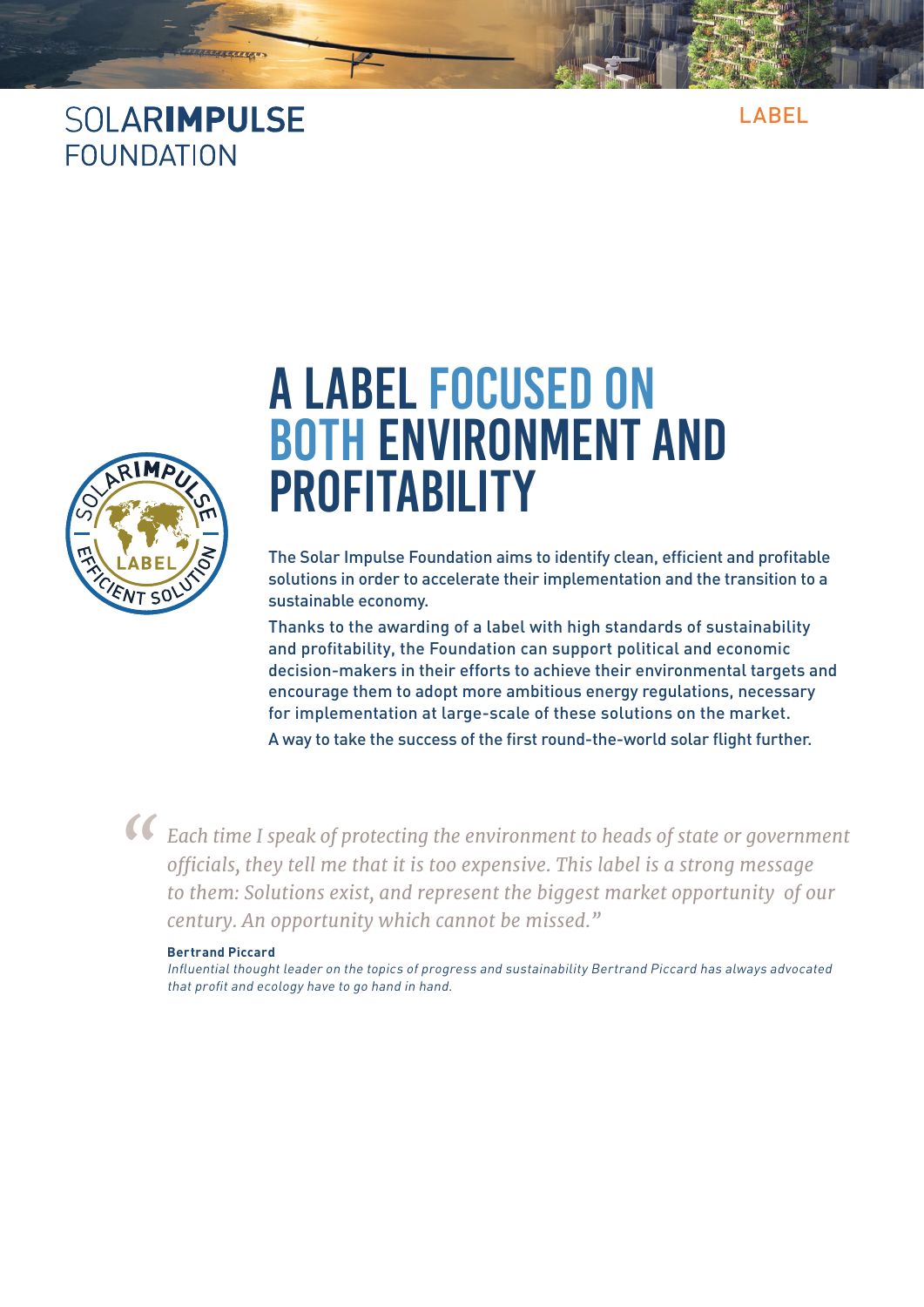SOLAR**IMPULSE**
FOUNDATION

LABEL

# A LABEL FOCUSED ON BOTH ENVIRONMENT AND PROFITABILITY

The Solar Impulse Foundation aims to identify clean, efficient and profitable solutions in order to accelerate their implementation and the transition to a sustainable economy.

Thanks to the awarding of a label with high standards of sustainability and profitability, the Foundation can support political and economic decision-makers in their efforts to achieve their environmental targets and encourage them to adopt more ambitious energy regulations, necessary for implementation at large-scale of these solutions on the market.

A way to take the success of the first round-the-world solar flight further.

> *“Each time I speak of protecting the environment to heads of state or government officials, they tell me that it is too expensive. This label is a strong message to them: Solutions exist, and represent the biggest market opportunity of our century. An opportunity which cannot be missed.”*
>
> **Bertrand Piccard**
> *Influential thought leader on the topics of progress and sustainability Bertrand Piccard has always advocated that profit and ecology have to go hand in hand.*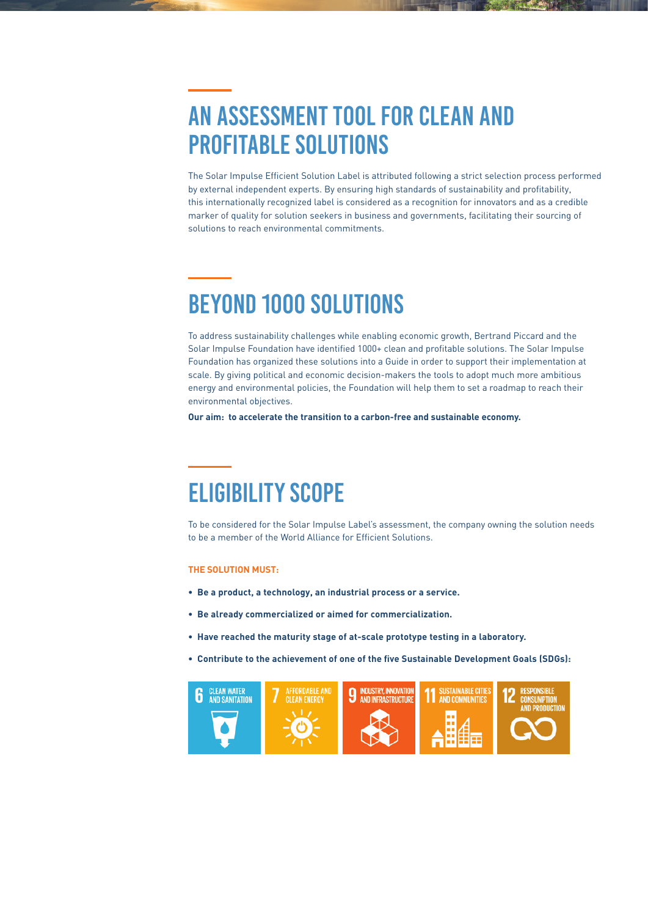## AN ASSESSMENT TOOL FOR CLEAN AND PROFITABLE SOLUTIONS

The Solar Impulse Efficient Solution Label is attributed following a strict selection process performed by external independent experts. By ensuring high standards of sustainability and profitability, this internationally recognized label is considered as a recognition for innovators and as a credible marker of quality for solution seekers in business and governments, facilitating their sourcing of solutions to reach environmental commitments.

## BEYOND 1000 SOLUTIONS

To address sustainability challenges while enabling economic growth, Bertrand Piccard and the Solar Impulse Foundation have identified 1000+ clean and profitable solutions. The Solar Impulse Foundation has organized these solutions into a Guide in order to support their implementation at scale. By giving political and economic decision-makers the tools to adopt much more ambitious energy and environmental policies, the Foundation will help them to set a roadmap to reach their environmental objectives.

**Our aim: to accelerate the transition to a carbon-free and sustainable economy.**

## ELIGIBILITY SCOPE

To be considered for the Solar Impulse Label's assessment, the company owning the solution needs to be a member of the World Alliance for Efficient Solutions.

**THE SOLUTION MUST:**

- **Be a product, a technology, an industrial process or a service.**
- **Be already commercialized or aimed for commercialization.**
- **Have reached the maturity stage of at-scale prototype testing in a laboratory.**
- **Contribute to the achievement of one of the five Sustainable Development Goals (SDGs):**

6 CLEAN WATER AND SANITATION

7 AFFORDABLE AND CLEAN ENERGY

9 INDUSTRY, INNOVATION AND INFRASTRUCTURE

11 SUSTAINABLE CITIES AND COMMUNITIES

12 RESPONSIBLE CONSUMPTION AND PRODUCTION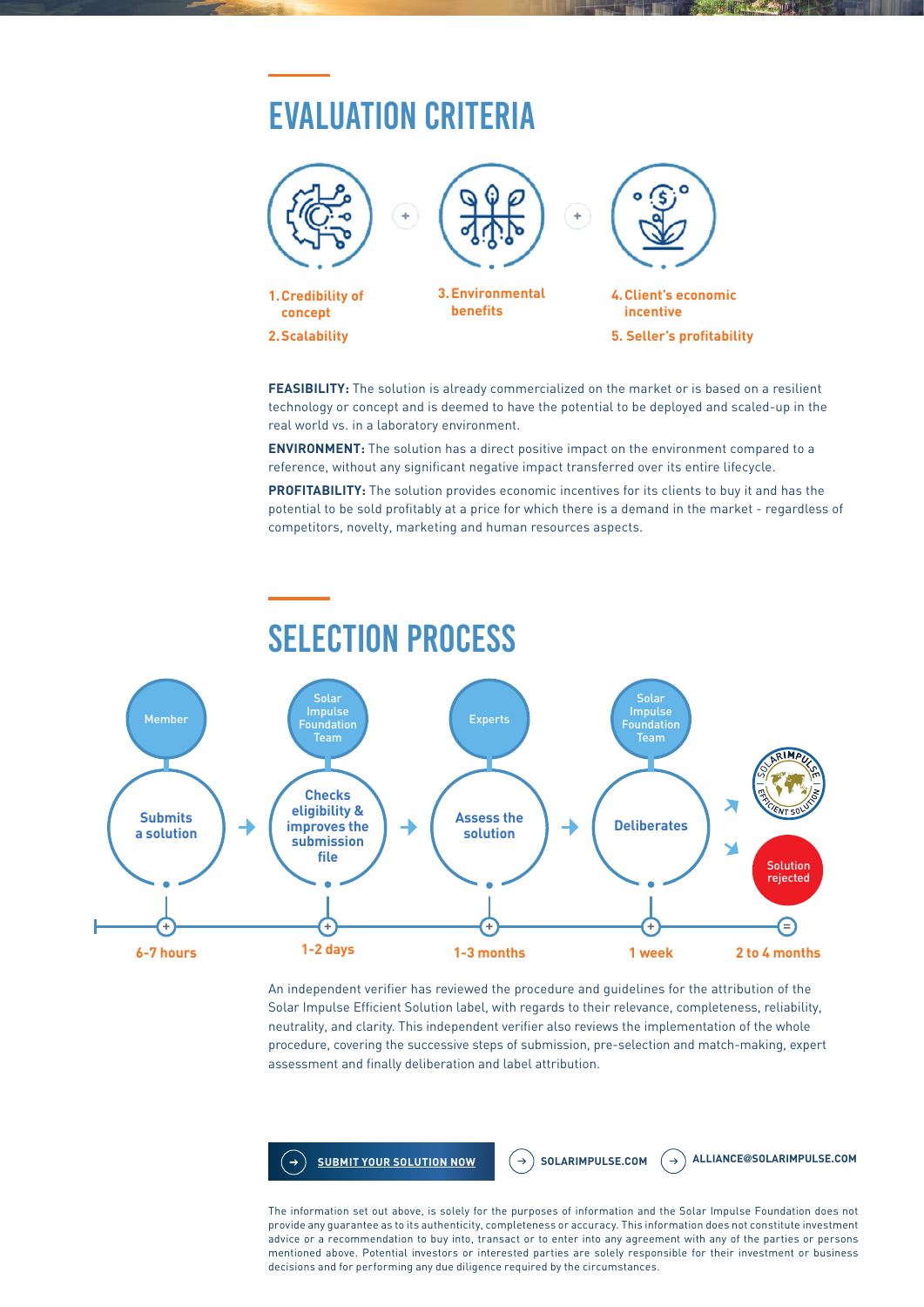# EVALUATION CRITERIA

1. Credibility of concept
2. Scalability

3. Environmental benefits

4. Client's economic incentive
5. Seller's profitability

**FEASIBILITY:** The solution is already commercialized on the market or is based on a resilient technology or concept and is deemed to have the potential to be deployed and scaled-up in the real world vs. in a laboratory environment.

**ENVIRONMENT:** The solution has a direct positive impact on the environment compared to a reference, without any significant negative impact transferred over its entire lifecycle.

**PROFITABILITY:** The solution provides economic incentives for its clients to buy it and has the potential to be sold profitably at a price for which there is a demand in the market - regardless of competitors, novelty, marketing and human resources aspects.

# SELECTION PROCESS

Member
Submits a solution
6-7 hours

Solar Impulse Foundation Team
Checks eligibility & improves the submission file
1-2 days

Experts
Assess the solution
1-3 months

Solar Impulse Foundation Team
Deliberates
1 week

Solar Impulse Efficient Solution
Solution rejected
2 to 4 months

An independent verifier has reviewed the procedure and guidelines for the attribution of the Solar Impulse Efficient Solution label, with regards to their relevance, completeness, reliability, neutrality, and clarity. This independent verifier also reviews the implementation of the whole procedure, covering the successive steps of submission, pre-selection and match-making, expert assessment and finally deliberation and label attribution.

SUBMIT YOUR SOLUTION NOW | SOLARIMPULSE.COM | ALLIANCE@SOLARIMPULSE.COM

The information set out above, is solely for the purposes of information and the Solar Impulse Foundation does not provide any guarantee as to its authenticity, completeness or accuracy. This information does not constitute investment advice or a recommendation to buy into, transact or to enter into any agreement with any of the parties or persons mentioned above. Potential investors or interested parties are solely responsible for their investment or business decisions and for performing any due diligence required by the circumstances.